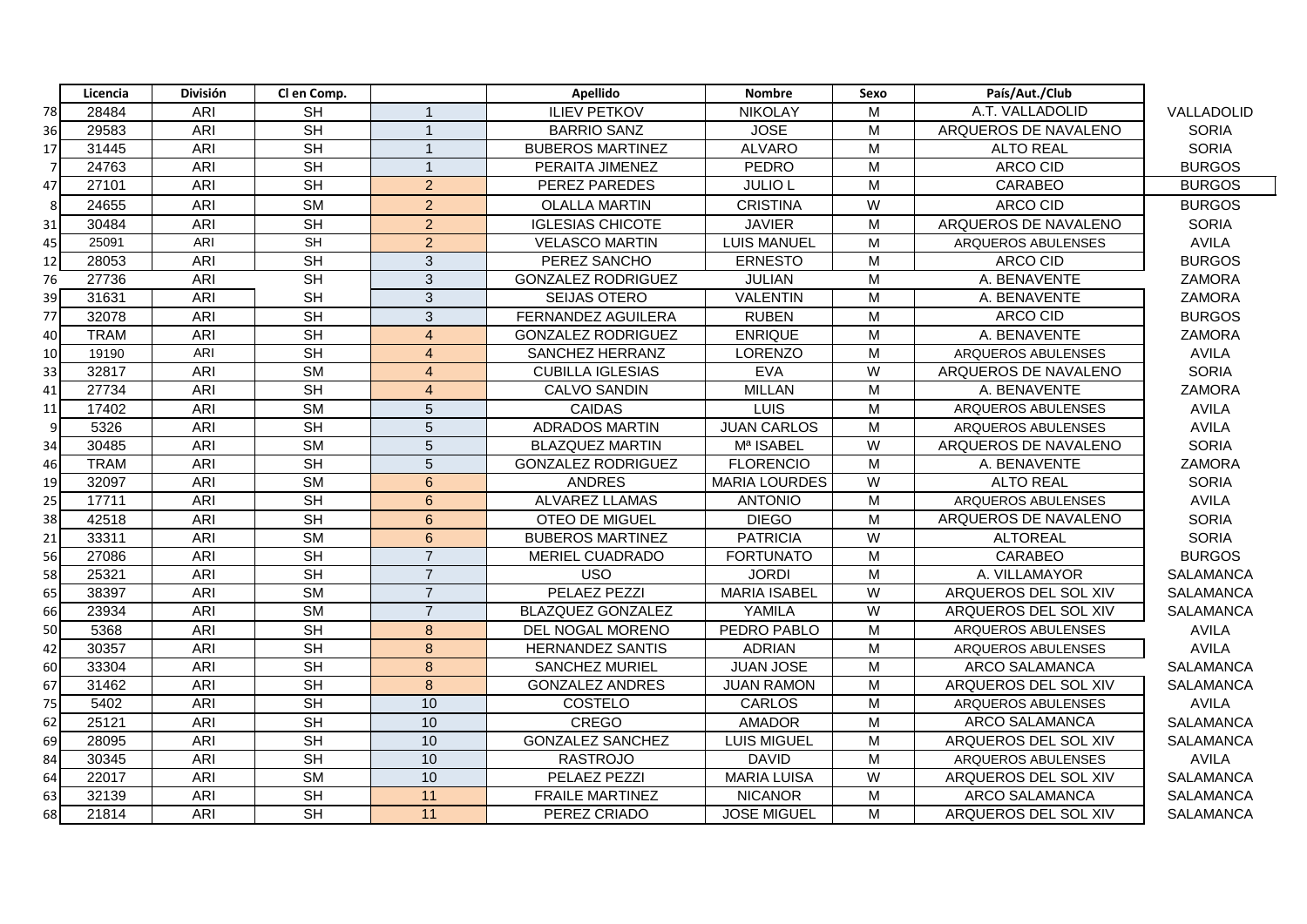| | Licencia | División | Cl en Comp. | | Apellido | Nombre | Sexo | País/Aut./Club | |
|---|---|---|---|---|---|---|---|---|---|
| 78 | 28484 | ARI | SH | 1 | ILIEV PETKOV | NIKOLAY | M | A.T. VALLADOLID | VALLADOLID |
| 36 | 29583 | ARI | SH | 1 | BARRIO SANZ | JOSE | M | ARQUEROS DE NAVALENO | SORIA |
| 17 | 31445 | ARI | SH | 1 | BUBEROS MARTINEZ | ALVARO | M | ALTO REAL | SORIA |
| 7 | 24763 | ARI | SH | 1 | PERAITA JIMENEZ | PEDRO | M | ARCO CID | BURGOS |
| 47 | 27101 | ARI | SH | 2 | PEREZ PAREDES | JULIO L | M | CARABEO | BURGOS |
| 8 | 24655 | ARI | SM | 2 | OLALLA MARTIN | CRISTINA | W | ARCO CID | BURGOS |
| 31 | 30484 | ARI | SH | 2 | IGLESIAS CHICOTE | JAVIER | M | ARQUEROS DE NAVALENO | SORIA |
| 45 | 25091 | ARI | SH | 2 | VELASCO MARTIN | LUIS MANUEL | M | ARQUEROS ABULENSES | AVILA |
| 12 | 28053 | ARI | SH | 3 | PEREZ SANCHO | ERNESTO | M | ARCO CID | BURGOS |
| 76 | 27736 | ARI | SH | 3 | GONZALEZ RODRIGUEZ | JULIAN | M | A. BENAVENTE | ZAMORA |
| 39 | 31631 | ARI | SH | 3 | SEIJAS OTERO | VALENTIN | M | A. BENAVENTE | ZAMORA |
| 77 | 32078 | ARI | SH | 3 | FERNANDEZ AGUILERA | RUBEN | M | ARCO CID | BURGOS |
| 40 | TRAM | ARI | SH | 4 | GONZALEZ RODRIGUEZ | ENRIQUE | M | A. BENAVENTE | ZAMORA |
| 10 | 19190 | ARI | SH | 4 | SANCHEZ HERRANZ | LORENZO | M | ARQUEROS ABULENSES | AVILA |
| 33 | 32817 | ARI | SM | 4 | CUBILLA IGLESIAS | EVA | W | ARQUEROS DE NAVALENO | SORIA |
| 41 | 27734 | ARI | SH | 4 | CALVO SANDIN | MILLAN | M | A. BENAVENTE | ZAMORA |
| 11 | 17402 | ARI | SM | 5 | CAIDAS | LUIS | M | ARQUEROS ABULENSES | AVILA |
| 9 | 5326 | ARI | SH | 5 | ADRADOS MARTIN | JUAN CARLOS | M | ARQUEROS ABULENSES | AVILA |
| 34 | 30485 | ARI | SM | 5 | BLAZQUEZ MARTIN | Mª ISABEL | W | ARQUEROS DE NAVALENO | SORIA |
| 46 | TRAM | ARI | SH | 5 | GONZALEZ RODRIGUEZ | FLORENCIO | M | A. BENAVENTE | ZAMORA |
| 19 | 32097 | ARI | SM | 6 | ANDRES | MARIA LOURDES | W | ALTO REAL | SORIA |
| 25 | 17711 | ARI | SH | 6 | ALVAREZ LLAMAS | ANTONIO | M | ARQUEROS ABULENSES | AVILA |
| 38 | 42518 | ARI | SH | 6 | OTEO DE MIGUEL | DIEGO | M | ARQUEROS DE NAVALENO | SORIA |
| 21 | 33311 | ARI | SM | 6 | BUBEROS MARTINEZ | PATRICIA | W | ALTOREAL | SORIA |
| 56 | 27086 | ARI | SH | 7 | MERIEL CUADRADO | FORTUNATO | M | CARABEO | BURGOS |
| 58 | 25321 | ARI | SH | 7 | USO | JORDI | M | A. VILLAMAYOR | SALAMANCA |
| 65 | 38397 | ARI | SM | 7 | PELAEZ PEZZI | MARIA ISABEL | W | ARQUEROS DEL SOL XIV | SALAMANCA |
| 66 | 23934 | ARI | SM | 7 | BLAZQUEZ GONZALEZ | YAMILA | W | ARQUEROS DEL SOL XIV | SALAMANCA |
| 50 | 5368 | ARI | SH | 8 | DEL NOGAL MORENO | PEDRO PABLO | M | ARQUEROS ABULENSES | AVILA |
| 42 | 30357 | ARI | SH | 8 | HERNANDEZ SANTIS | ADRIAN | M | ARQUEROS ABULENSES | AVILA |
| 60 | 33304 | ARI | SH | 8 | SANCHEZ MURIEL | JUAN JOSE | M | ARCO SALAMANCA | SALAMANCA |
| 67 | 31462 | ARI | SH | 8 | GONZALEZ ANDRES | JUAN RAMON | M | ARQUEROS DEL SOL XIV | SALAMANCA |
| 75 | 5402 | ARI | SH | 10 | COSTELO | CARLOS | M | ARQUEROS ABULENSES | AVILA |
| 62 | 25121 | ARI | SH | 10 | CREGO | AMADOR | M | ARCO SALAMANCA | SALAMANCA |
| 69 | 28095 | ARI | SH | 10 | GONZALEZ SANCHEZ | LUIS MIGUEL | M | ARQUEROS DEL SOL XIV | SALAMANCA |
| 84 | 30345 | ARI | SH | 10 | RASTROJO | DAVID | M | ARQUEROS ABULENSES | AVILA |
| 64 | 22017 | ARI | SM | 10 | PELAEZ PEZZI | MARIA LUISA | W | ARQUEROS DEL SOL XIV | SALAMANCA |
| 63 | 32139 | ARI | SH | 11 | FRAILE MARTINEZ | NICANOR | M | ARCO SALAMANCA | SALAMANCA |
| 68 | 21814 | ARI | SH | 11 | PEREZ CRIADO | JOSE MIGUEL | M | ARQUEROS DEL SOL XIV | SALAMANCA |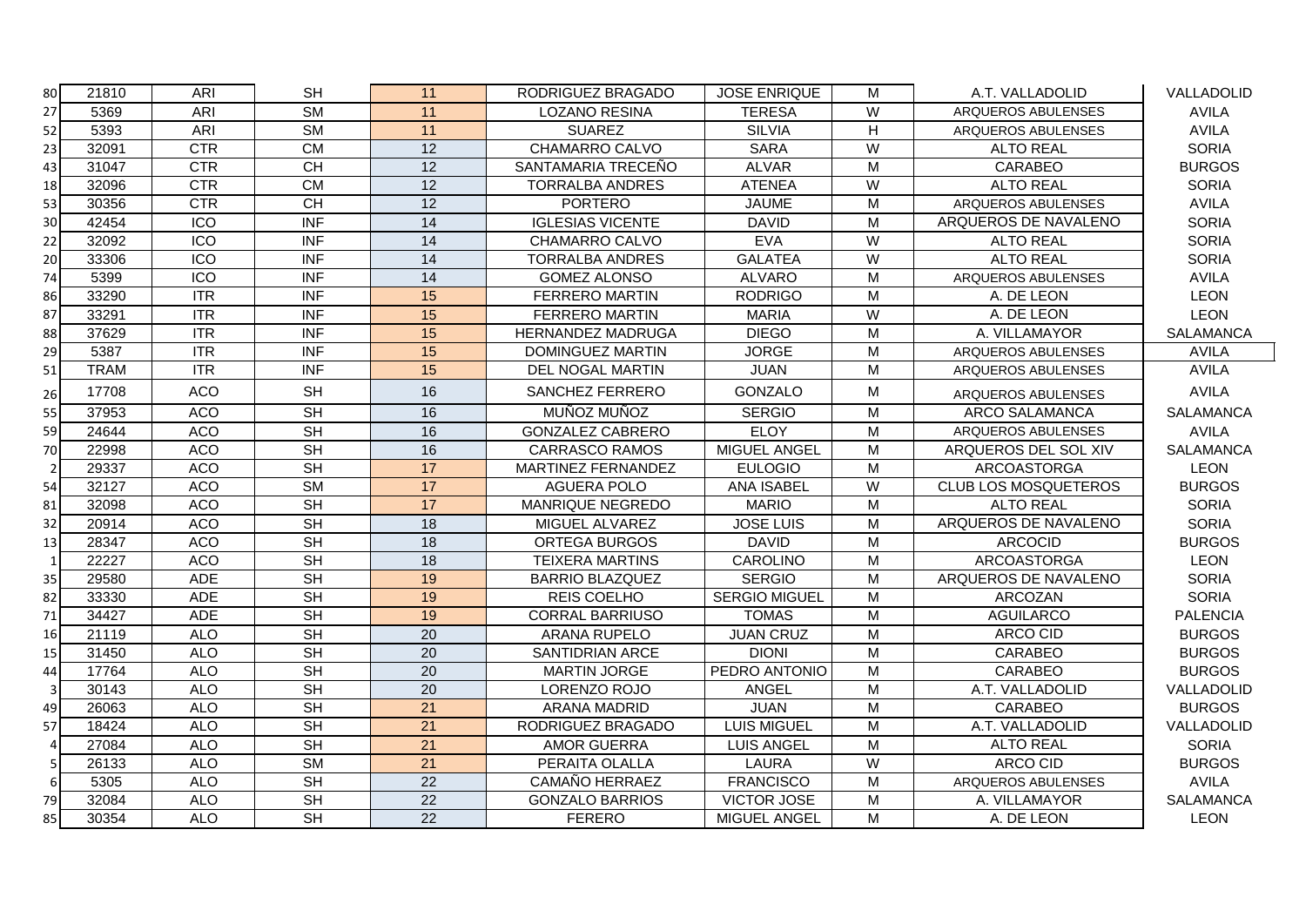| | | | | | | | | | |
|---|---|---|---|---|---|---|---|---|---|
| 80 | 21810 | ARI | SH | 11 | RODRIGUEZ BRAGADO | JOSE ENRIQUE | M | A.T. VALLADOLID | VALLADOLID |
| 27 | 5369 | ARI | SM | 11 | LOZANO RESINA | TERESA | W | ARQUEROS ABULENSES | AVILA |
| 52 | 5393 | ARI | SM | 11 | SUAREZ | SILVIA | H | ARQUEROS ABULENSES | AVILA |
| 23 | 32091 | CTR | CM | 12 | CHAMARRO CALVO | SARA | W | ALTO REAL | SORIA |
| 43 | 31047 | CTR | CH | 12 | SANTAMARIA TRECEÑO | ALVAR | M | CARABEO | BURGOS |
| 18 | 32096 | CTR | CM | 12 | TORRALBA ANDRES | ATENEA | W | ALTO REAL | SORIA |
| 53 | 30356 | CTR | CH | 12 | PORTERO | JAUME | M | ARQUEROS ABULENSES | AVILA |
| 30 | 42454 | ICO | INF | 14 | IGLESIAS VICENTE | DAVID | M | ARQUEROS DE NAVALENO | SORIA |
| 22 | 32092 | ICO | INF | 14 | CHAMARRO CALVO | EVA | W | ALTO REAL | SORIA |
| 20 | 33306 | ICO | INF | 14 | TORRALBA ANDRES | GALATEA | W | ALTO REAL | SORIA |
| 74 | 5399 | ICO | INF | 14 | GOMEZ ALONSO | ALVARO | M | ARQUEROS ABULENSES | AVILA |
| 86 | 33290 | ITR | INF | 15 | FERRERO MARTIN | RODRIGO | M | A. DE LEON | LEON |
| 87 | 33291 | ITR | INF | 15 | FERRERO MARTIN | MARIA | W | A. DE LEON | LEON |
| 88 | 37629 | ITR | INF | 15 | HERNANDEZ MADRUGA | DIEGO | M | A. VILLAMAYOR | SALAMANCA |
| 29 | 5387 | ITR | INF | 15 | DOMINGUEZ MARTIN | JORGE | M | ARQUEROS ABULENSES | AVILA |
| 51 | TRAM | ITR | INF | 15 | DEL NOGAL MARTIN | JUAN | M | ARQUEROS ABULENSES | AVILA |
| 26 | 17708 | ACO | SH | 16 | SANCHEZ FERRERO | GONZALO | M | ARQUEROS ABULENSES | AVILA |
| 55 | 37953 | ACO | SH | 16 | MUÑOZ MUÑOZ | SERGIO | M | ARCO SALAMANCA | SALAMANCA |
| 59 | 24644 | ACO | SH | 16 | GONZALEZ CABRERO | ELOY | M | ARQUEROS ABULENSES | AVILA |
| 70 | 22998 | ACO | SH | 16 | CARRASCO RAMOS | MIGUEL ANGEL | M | ARQUEROS DEL SOL XIV | SALAMANCA |
| 2 | 29337 | ACO | SH | 17 | MARTINEZ FERNANDEZ | EULOGIO | M | ARCOASTORGA | LEON |
| 54 | 32127 | ACO | SM | 17 | AGUERA POLO | ANA ISABEL | W | CLUB LOS MOSQUETEROS | BURGOS |
| 81 | 32098 | ACO | SH | 17 | MANRIQUE NEGREDO | MARIO | M | ALTO REAL | SORIA |
| 32 | 20914 | ACO | SH | 18 | MIGUEL ALVAREZ | JOSE LUIS | M | ARQUEROS DE NAVALENO | SORIA |
| 13 | 28347 | ACO | SH | 18 | ORTEGA BURGOS | DAVID | M | ARCOCID | BURGOS |
| 1 | 22227 | ACO | SH | 18 | TEIXERA MARTINS | CAROLINO | M | ARCOASTORGA | LEON |
| 35 | 29580 | ADE | SH | 19 | BARRIO BLAZQUEZ | SERGIO | M | ARQUEROS DE NAVALENO | SORIA |
| 82 | 33330 | ADE | SH | 19 | REIS COELHO | SERGIO MIGUEL | M | ARCOZAN | SORIA |
| 71 | 34427 | ADE | SH | 19 | CORRAL BARRIUSO | TOMAS | M | AGUILARCO | PALENCIA |
| 16 | 21119 | ALO | SH | 20 | ARANA RUPELO | JUAN CRUZ | M | ARCO CID | BURGOS |
| 15 | 31450 | ALO | SH | 20 | SANTIDRIAN ARCE | DIONI | M | CARABEO | BURGOS |
| 44 | 17764 | ALO | SH | 20 | MARTIN JORGE | PEDRO ANTONIO | M | CARABEO | BURGOS |
| 3 | 30143 | ALO | SH | 20 | LORENZO ROJO | ANGEL | M | A.T. VALLADOLID | VALLADOLID |
| 49 | 26063 | ALO | SH | 21 | ARANA MADRID | JUAN | M | CARABEO | BURGOS |
| 57 | 18424 | ALO | SH | 21 | RODRIGUEZ BRAGADO | LUIS MIGUEL | M | A.T. VALLADOLID | VALLADOLID |
| 4 | 27084 | ALO | SH | 21 | AMOR GUERRA | LUIS ANGEL | M | ALTO REAL | SORIA |
| 5 | 26133 | ALO | SM | 21 | PERAITA OLALLA | LAURA | W | ARCO CID | BURGOS |
| 6 | 5305 | ALO | SH | 22 | CAMAÑO HERRAEZ | FRANCISCO | M | ARQUEROS ABULENSES | AVILA |
| 79 | 32084 | ALO | SH | 22 | GONZALO BARRIOS | VICTOR JOSE | M | A. VILLAMAYOR | SALAMANCA |
| 85 | 30354 | ALO | SH | 22 | FERERO | MIGUEL ANGEL | M | A. DE LEON | LEON |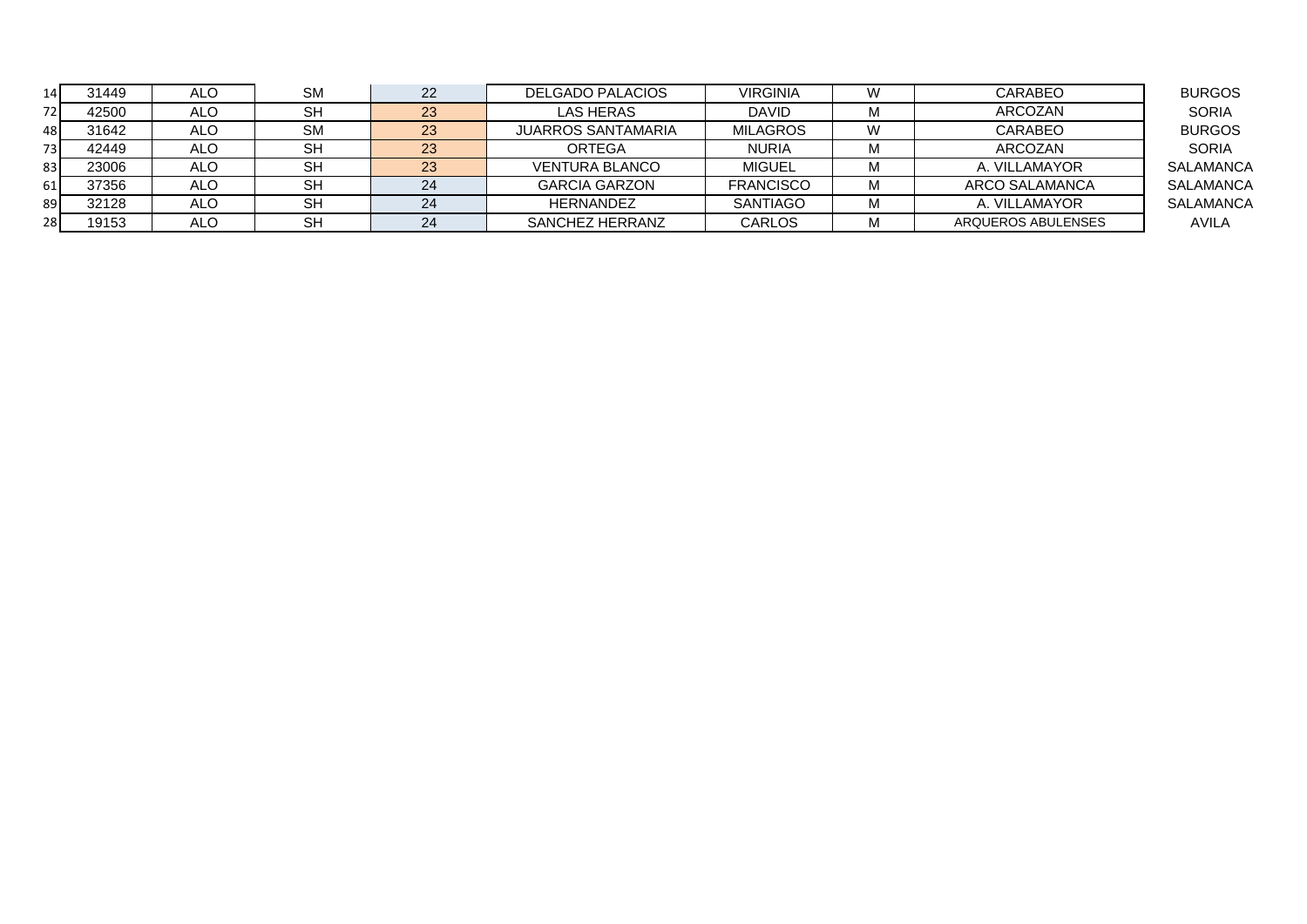| | | | | | | | | | |
|---|---|---|---|---|---|---|---|---|---|
| 14 | 31449 | ALO | SM | 22 | DELGADO PALACIOS | VIRGINIA | W | CARABEO | BURGOS |
| 72 | 42500 | ALO | SH | 23 | LAS HERAS | DAVID | M | ARCOZAN | SORIA |
| 48 | 31642 | ALO | SM | 23 | JUARROS SANTAMARIA | MILAGROS | W | CARABEO | BURGOS |
| 73 | 42449 | ALO | SH | 23 | ORTEGA | NURIA | M | ARCOZAN | SORIA |
| 83 | 23006 | ALO | SH | 23 | VENTURA BLANCO | MIGUEL | M | A. VILLAMAYOR | SALAMANCA |
| 61 | 37356 | ALO | SH | 24 | GARCIA GARZON | FRANCISCO | M | ARCO SALAMANCA | SALAMANCA |
| 89 | 32128 | ALO | SH | 24 | HERNANDEZ | SANTIAGO | M | A. VILLAMAYOR | SALAMANCA |
| 28 | 19153 | ALO | SH | 24 | SANCHEZ HERRANZ | CARLOS | M | ARQUEROS ABULENSES | AVILA |